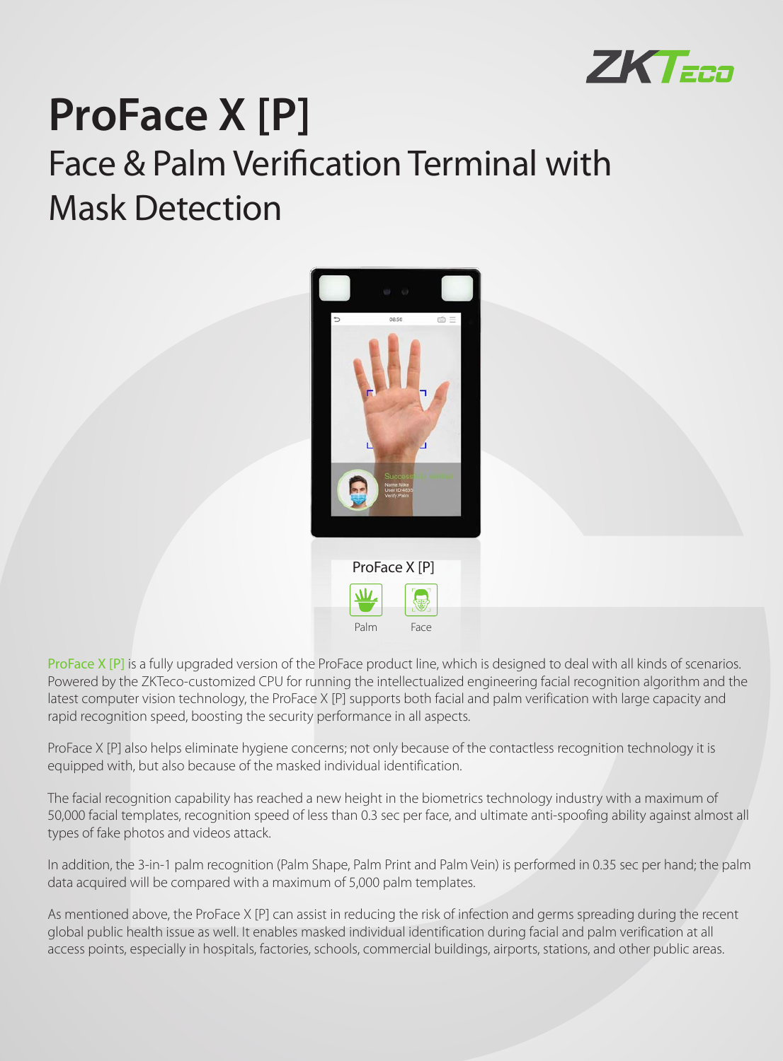# ProFace X [P]

## Face & Palm Verification Terminal with Mask Detection

ProFace X [P]

Palm

Face

ProFace X [P] is a fully upgraded version of the ProFace product line, which is designed to deal with all kinds of scenarios. Powered by the ZKTeco-customized CPU for running the intellectualized engineering facial recognition algorithm and the latest computer vision technology, the ProFace X [P] supports both facial and palm verification with large capacity and rapid recognition speed, boosting the security performance in all aspects.

ProFace X [P] also helps eliminate hygiene concerns; not only because of the contactless recognition technology it is equipped with, but also because of the masked individual identification.

The facial recognition capability has reached a new height in the biometrics technology industry with a maximum of 50,000 facial templates, recognition speed of less than 0.3 sec per face, and ultimate anti-spoofing ability against almost all types of fake photos and videos attack.

In addition, the 3-in-1 palm recognition (Palm Shape, Palm Print and Palm Vein) is performed in 0.35 sec per hand; the palm data acquired will be compared with a maximum of 5,000 palm templates.

As mentioned above, the ProFace X [P] can assist in reducing the risk of infection and germs spreading during the recent global public health issue as well. It enables masked individual identification during facial and palm verification at all access points, especially in hospitals, factories, schools, commercial buildings, airports, stations, and other public areas.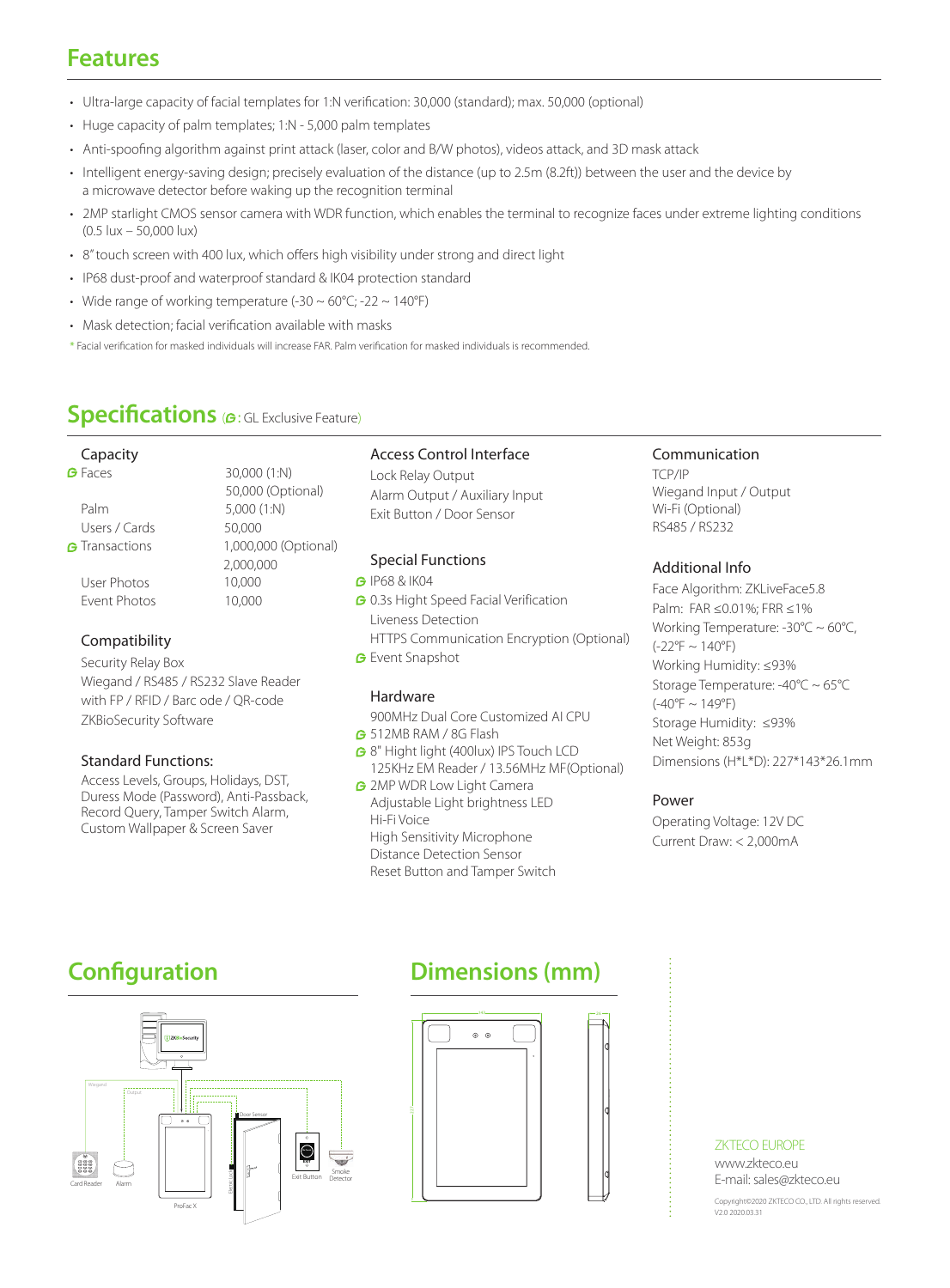## Features

- Ultra-large capacity of facial templates for 1:N verification: 30,000 (standard); max. 50,000 (optional)
- Huge capacity of palm templates; 1:N - 5,000 palm templates
- Anti-spoofing algorithm against print attack (laser, color and B/W photos), videos attack, and 3D mask attack
- Intelligent energy-saving design; precisely evaluation of the distance (up to 2.5m (8.2ft)) between the user and the device by a microwave detector before waking up the recognition terminal
- 2MP starlight CMOS sensor camera with WDR function, which enables the terminal to recognize faces under extreme lighting conditions (0.5 lux – 50,000 lux)
- 8" touch screen with 400 lux, which offers high visibility under strong and direct light
- IP68 dust-proof and waterproof standard & IK04 protection standard
- Wide range of working temperature (-30 ~ 60°C; -22 ~ 140°F)
- Mask detection; facial verification available with masks

\* Facial verification for masked individuals will increase FAR. Palm verification for masked individuals is recommended.

## Specifications (G: GL Exclusive Feature)

### Capacity

| | |
|---|---|
| G Faces | 30,000 (1:N) 50,000 (Optional) |
| Palm | 5,000 (1:N) |
| Users / Cards | 50,000 |
| G Transactions | 1,000,000 (Optional) 2,000,000 |
| User Photos | 10,000 |
| Event Photos | 10,000 |

### Compatibility

Security Relay Box
Wiegand / RS485 / RS232 Slave Reader with FP / RFID / Barc ode / QR-code
ZKBioSecurity Software

### Standard Functions:

Access Levels, Groups, Holidays, DST, Duress Mode (Password), Anti-Passback, Record Query, Tamper Switch Alarm, Custom Wallpaper & Screen Saver

### Access Control Interface

Lock Relay Output
Alarm Output / Auxiliary Input
Exit Button / Door Sensor

### Special Functions

- G IP68 & IK04
- G 0.3s Hight Speed Facial Verification
- Liveness Detection
- HTTPS Communication Encryption (Optional)
- G Event Snapshot

### Hardware

- 900MHz Dual Core Customized AI CPU
- G 512MB RAM / 8G Flash
- G 8" Hight light (400lux) IPS Touch LCD
- 125KHz EM Reader / 13.56MHz MF(Optional)
- G 2MP WDR Low Light Camera
- Adjustable Light brightness LED
- Hi-Fi Voice
- High Sensitivity Microphone
- Distance Detection Sensor
- Reset Button and Tamper Switch

### Communication

TCP/IP
Wiegand Input / Output
Wi-Fi (Optional)
RS485 / RS232

### Additional Info

Face Algorithm: ZKLiveFace5.8
Palm: FAR ≤0.01%; FRR ≤1%
Working Temperature: -30°C ~ 60°C, (-22°F ~ 140°F)
Working Humidity: ≤93%
Storage Temperature: -40°C ~ 65°C (-40°F ~ 149°F)
Storage Humidity: ≤93%
Net Weight: 853g
Dimensions (H\*L\*D): 227\*143\*26.1mm

### Power

Operating Voltage: 12V DC
Current Draw: < 2,000mA

## Configuration

ZKBioSecurity
Wiegand
Output
Door Sensor
Card Reader
Alarm
ProFac X
Exit Button
Smoke Detector

## Dimensions (mm)

ZKTECO EUROPE
www.zkteco.eu
E-mail: sales@zkteco.eu

Copyright©2020 ZKTECO CO., LTD. All rights reserved.
V2.0 2020.03.31